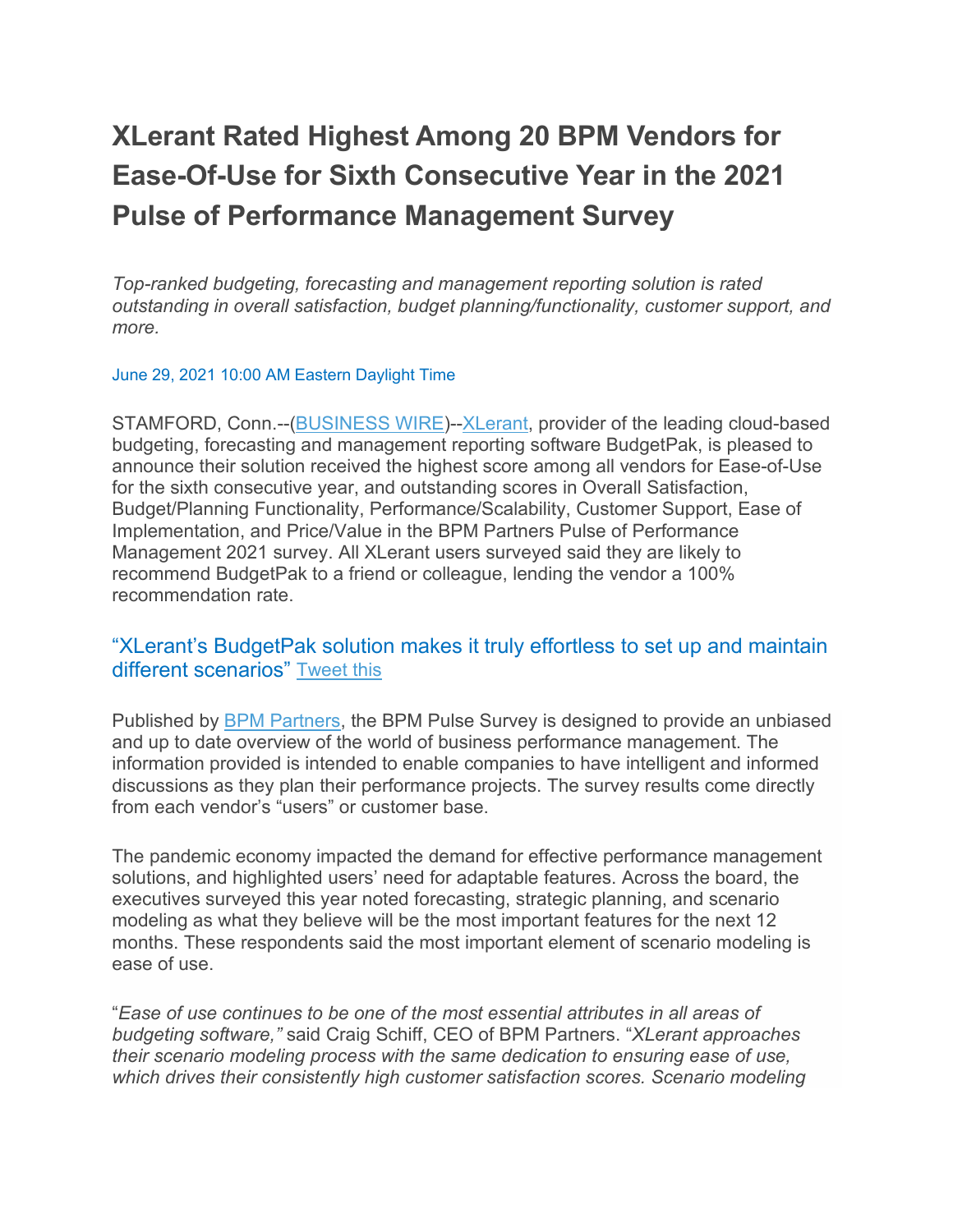# XLerant Rated Highest Among 20 BPM Vendors for Ease-Of-Use for Sixth Consecutive Year in the 2021 Pulse of Performance Management Survey

*Top-ranked budgeting, forecasting and management reporting solution is rated outstanding in overall satisfaction, budget planning/functionality, customer support, and more.*

June 29, 2021 10:00 AM Eastern Daylight Time

STAMFORD, Conn.--(BUSINESS WIRE)--XLerant, provider of the leading cloud-based budgeting, forecasting and management reporting software BudgetPak, is pleased to announce their solution received the highest score among all vendors for Ease-of-Use for the sixth consecutive year, and outstanding scores in Overall Satisfaction, Budget/Planning Functionality, Performance/Scalability, Customer Support, Ease of Implementation, and Price/Value in the BPM Partners Pulse of Performance Management 2021 survey. All XLerant users surveyed said they are likely to recommend BudgetPak to a friend or colleague, lending the vendor a 100% recommendation rate.

## "XLerant's BudgetPak solution makes it truly effortless to set up and maintain different scenarios" Tweet this

Published by BPM Partners, the BPM Pulse Survey is designed to provide an unbiased and up to date overview of the world of business performance management. The information provided is intended to enable companies to have intelligent and informed discussions as they plan their performance projects. The survey results come directly from each vendor's "users" or customer base.

The pandemic economy impacted the demand for effective performance management solutions, and highlighted users' need for adaptable features. Across the board, the executives surveyed this year noted forecasting, strategic planning, and scenario modeling as what they believe will be the most important features for the next 12 months. These respondents said the most important element of scenario modeling is ease of use.

"*Ease of use continues to be one of the most essential attributes in all areas of budgeting software,"* said Craig Schiff, CEO of BPM Partners. "*XLerant approaches their scenario modeling process with the same dedication to ensuring ease of use, which drives their consistently high customer satisfaction scores. Scenario modeling*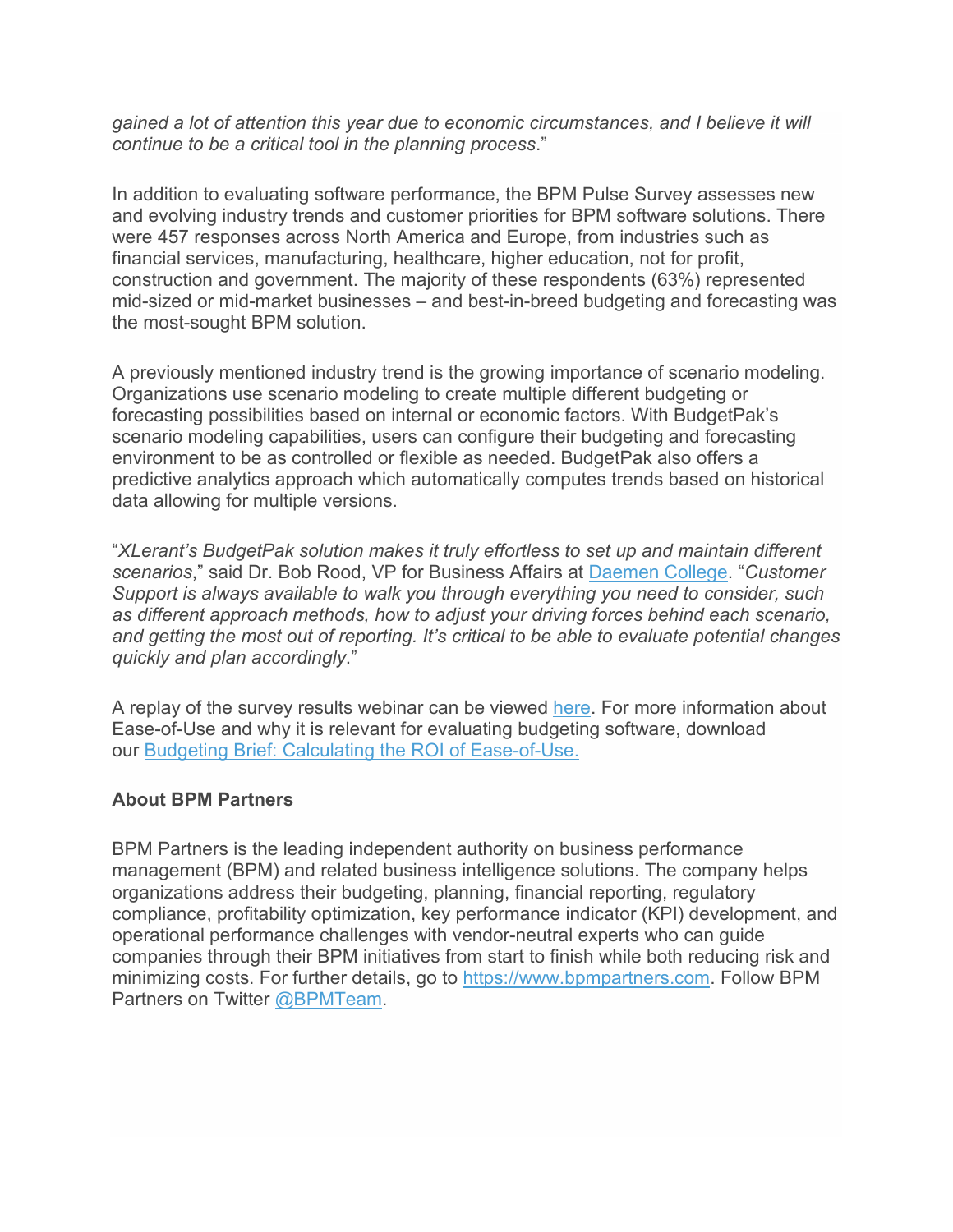*gained a lot of attention this year due to economic circumstances, and I believe it will continue to be a critical tool in the planning process*."

In addition to evaluating software performance, the BPM Pulse Survey assesses new and evolving industry trends and customer priorities for BPM software solutions. There were 457 responses across North America and Europe, from industries such as financial services, manufacturing, healthcare, higher education, not for profit, construction and government. The majority of these respondents (63%) represented mid-sized or mid-market businesses – and best-in-breed budgeting and forecasting was the most-sought BPM solution.

A previously mentioned industry trend is the growing importance of scenario modeling. Organizations use scenario modeling to create multiple different budgeting or forecasting possibilities based on internal or economic factors. With BudgetPak's scenario modeling capabilities, users can configure their budgeting and forecasting environment to be as controlled or flexible as needed. BudgetPak also offers a predictive analytics approach which automatically computes trends based on historical data allowing for multiple versions.

"*XLerant's BudgetPak solution makes it truly effortless to set up and maintain different scenarios*," said Dr. Bob Rood, VP for Business Affairs at Daemen College. "*Customer Support is always available to walk you through everything you need to consider, such as different approach methods, how to adjust your driving forces behind each scenario, and getting the most out of reporting. It's critical to be able to evaluate potential changes quickly and plan accordingly*."

A replay of the survey results webinar can be viewed here. For more information about Ease-of-Use and why it is relevant for evaluating budgeting software, download our Budgeting Brief: Calculating the ROI of Ease-of-Use.

**About BPM Partners**

BPM Partners is the leading independent authority on business performance management (BPM) and related business intelligence solutions. The company helps organizations address their budgeting, planning, financial reporting, regulatory compliance, profitability optimization, key performance indicator (KPI) development, and operational performance challenges with vendor-neutral experts who can guide companies through their BPM initiatives from start to finish while both reducing risk and minimizing costs. For further details, go to https://www.bpmpartners.com. Follow BPM Partners on Twitter @BPMTeam.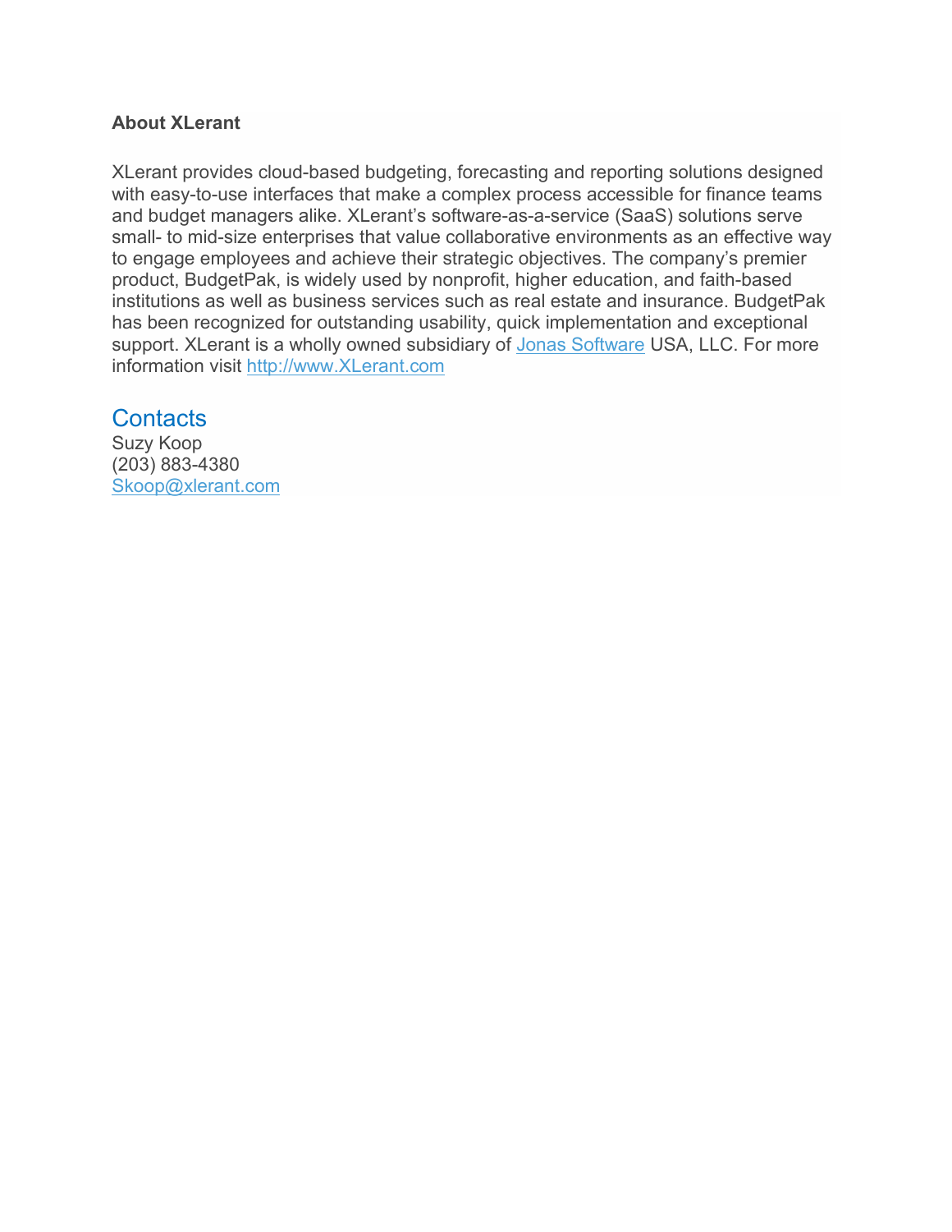**About XLerant**

XLerant provides cloud-based budgeting, forecasting and reporting solutions designed with easy-to-use interfaces that make a complex process accessible for finance teams and budget managers alike. XLerant's software-as-a-service (SaaS) solutions serve small- to mid-size enterprises that value collaborative environments as an effective way to engage employees and achieve their strategic objectives. The company's premier product, BudgetPak, is widely used by nonprofit, higher education, and faith-based institutions as well as business services such as real estate and insurance. BudgetPak has been recognized for outstanding usability, quick implementation and exceptional support. XLerant is a wholly owned subsidiary of Jonas Software USA, LLC. For more information visit http://www.XLerant.com

## Contacts

Suzy Koop
(203) 883-4380
Skoop@xlerant.com